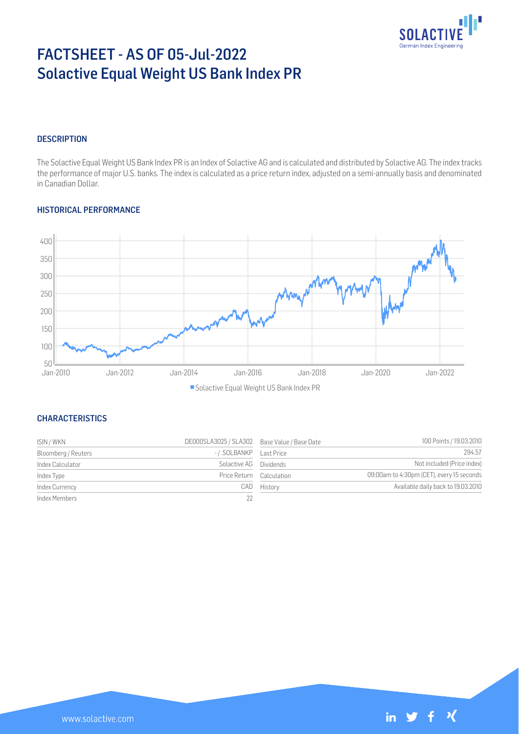# FACTSHEET - AS OF 05-Jul-2022
# Solactive Equal Weight US Bank Index PR

## DESCRIPTION

The Solactive Equal Weight US Bank Index PR is an Index of Solactive AG and is calculated and distributed by Solactive AG. The index tracks the performance of major U.S. banks. The index is calculated as a price return index, adjusted on a semi-annually basis and denominated in Canadian Dollar.

## HISTORICAL PERFORMANCE

■ Solactive Equal Weight US Bank Index PR

## CHARACTERISTICS

| ISIN / WKN | DE000SLA3025 / SLA302 | Base Value / Base Date | 100 Points / 19.03.2010 |
|---|---|---|---|
| Bloomberg / Reuters | - / .SOLBANKP | Last Price | 294.57 |
| Index Calculator | Solactive AG | Dividends | Not included (Price index) |
| Index Type | Price Return | Calculation | 09:00am to 4:30pm (CET), every 15 seconds |
| Index Currency | CAD | History | Available daily back to 19.03.2010 |
| Index Members | 22 | | |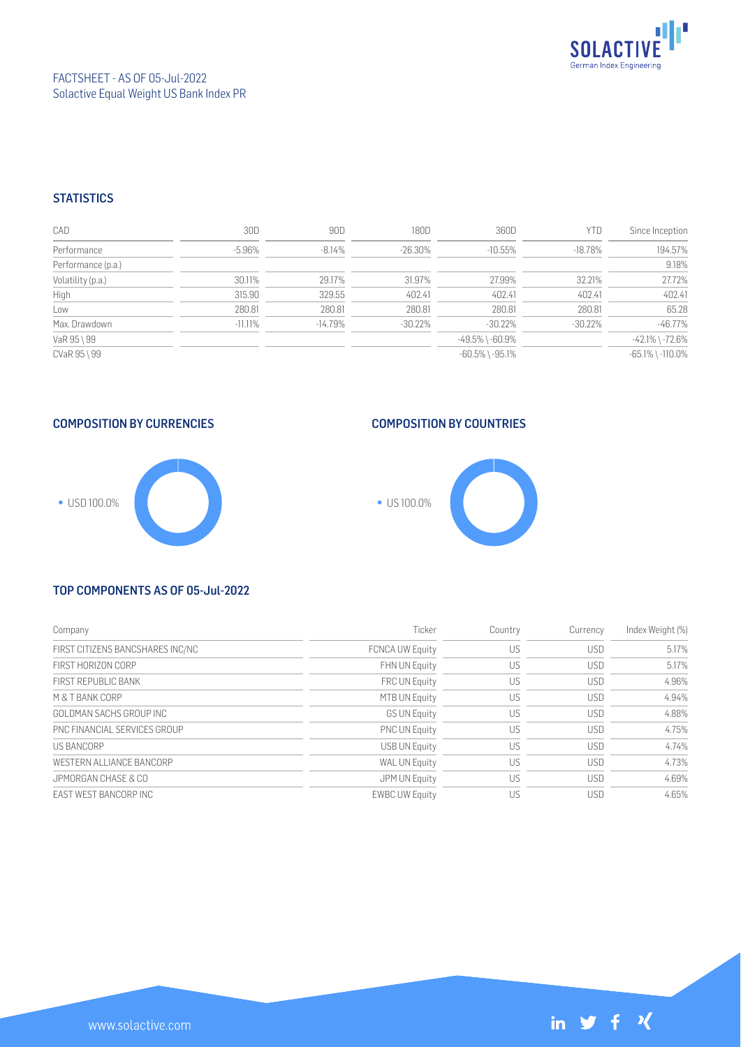FACTSHEET - AS OF 05-Jul-2022
Solactive Equal Weight US Bank Index PR

## STATISTICS

| CAD | 30D | 90D | 180D | 360D | YTD | Since Inception |
|---|---|---|---|---|---|---|
| Performance | -5.96% | -8.14% | -26.30% | -10.55% | -18.78% | 194.57% |
| Performance (p.a.) | | | | | | 9.18% |
| Volatility (p.a.) | 30.11% | 29.17% | 31.97% | 27.99% | 32.21% | 27.72% |
| High | 315.90 | 329.55 | 402.41 | 402.41 | 402.41 | 402.41 |
| Low | 280.81 | 280.81 | 280.81 | 280.81 | 280.81 | 65.28 |
| Max. Drawdown | -11.11% | -14.79% | -30.22% | -30.22% | -30.22% | -46.77% |
| VaR 95 \ 99 | | | | -49.5% \ -60.9% | | -42.1% \ -72.6% |
| CVaR 95 \ 99 | | | | -60.5% \ -95.1% | | -65.1% \ -110.0% |

## COMPOSITION BY CURRENCIES

- USD 100.0%

## COMPOSITION BY COUNTRIES

- US 100.0%

## TOP COMPONENTS AS OF 05-Jul-2022

| Company | Ticker | Country | Currency | Index Weight (%) |
|---|---|---|---|---|
| FIRST CITIZENS BANCSHARES INC/NC | FCNCA UW Equity | US | USD | 5.17% |
| FIRST HORIZON CORP | FHN UN Equity | US | USD | 5.17% |
| FIRST REPUBLIC BANK | FRC UN Equity | US | USD | 4.96% |
| M & T BANK CORP | MTB UN Equity | US | USD | 4.94% |
| GOLDMAN SACHS GROUP INC | GS UN Equity | US | USD | 4.88% |
| PNC FINANCIAL SERVICES GROUP | PNC UN Equity | US | USD | 4.75% |
| US BANCORP | USB UN Equity | US | USD | 4.74% |
| WESTERN ALLIANCE BANCORP | WAL UN Equity | US | USD | 4.73% |
| JPMORGAN CHASE & CO | JPM UN Equity | US | USD | 4.69% |
| EAST WEST BANCORP INC | EWBC UW Equity | US | USD | 4.65% |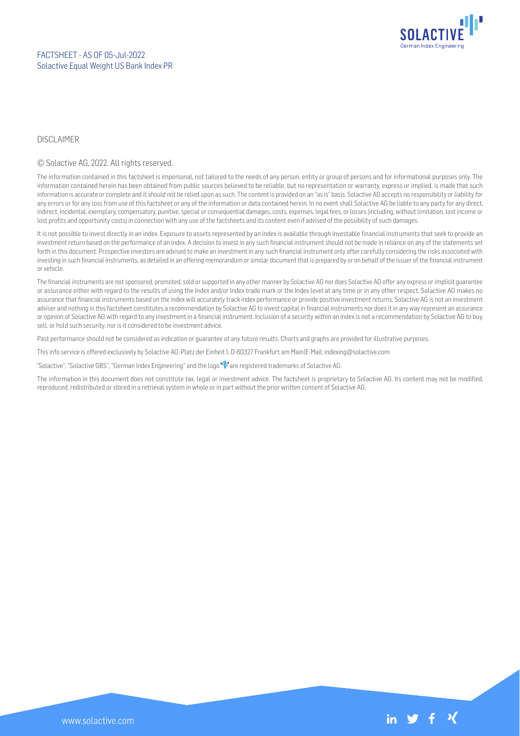## DISCLAIMER

© Solactive AG, 2022. All rights reserved.

The information contained in this factsheet is impersonal, not tailored to the needs of any person, entity or group of persons and for informational purposes only. The information contained herein has been obtained from public sources believed to be reliable, but no representation or warranty, express or implied, is made that such information is accurate or complete and it should not be relied upon as such. The content is provided on an "as is" basis. Solactive AG accepts no responsibility or liability for any errors or for any loss from use of this factsheet or any of the information or data contained herein. In no event shall Solactive AG be liable to any party for any direct, indirect, incidental, exemplary, compensatory, punitive, special or consequential damages, costs, expenses, legal fees, or losses (including, without limitation, lost income or lost profits and opportunity costs) in connection with any use of the factsheets and its content even if advised of the possibility of such damages.

It is not possible to invest directly in an index. Exposure to assets represented by an index is available through investable financial instruments that seek to provide an investment return based on the performance of an index. A decision to invest in any such financial instrument should not be made in reliance on any of the statements set forth in this document. Prospective investors are advised to make an investment in any such financial instrument only after carefully considering the risks associated with investing in such financial instruments, as detailed in an offering memorandum or similar document that is prepared by or on behalf of the issuer of the financial instrument or vehicle.

The financial instruments are not sponsored, promoted, sold or supported in any other manner by Solactive AG nor does Solactive AG offer any express or implicit guarantee or assurance either with regard to the results of using the Index and/or Index trade mark or the Index level at any time or in any other respect. Solactive AG makes no assurance that financial instruments based on the index will accurately track index performance or provide positive investment returns. Solactive AG is not an investment adviser and nothing in this factsheet constitutes a recommendation by Solactive AG to invest capital in financial instruments nor does it in any way represent an assurance or opinion of Solactive AG with regard to any investment in a financial instrument. Inclusion of a security within an index is not a recommendation by Solactive AG to buy, sell, or hold such security, nor is it considered to be investment advice.

Past performance should not be considered as indication or guarantee of any future results. Charts and graphs are provided for illustrative purposes.

This info service is offered exclusively by Solactive AG, Platz der Einheit 1, D-60327 Frankfurt am Main|E-Mail: indexing@solactive.com

"Solactive", "Solactive GBS", "German Index Engineering" and the logo are registered trademarks of Solactive AG.

The information in this document does not constitute tax, legal or investment advice. The factsheet is proprietary to Solactive AG. Its content may not be modified, reproduced, redistributed or stored in a retrieval system in whole or in part without the prior written consent of Solactive AG.